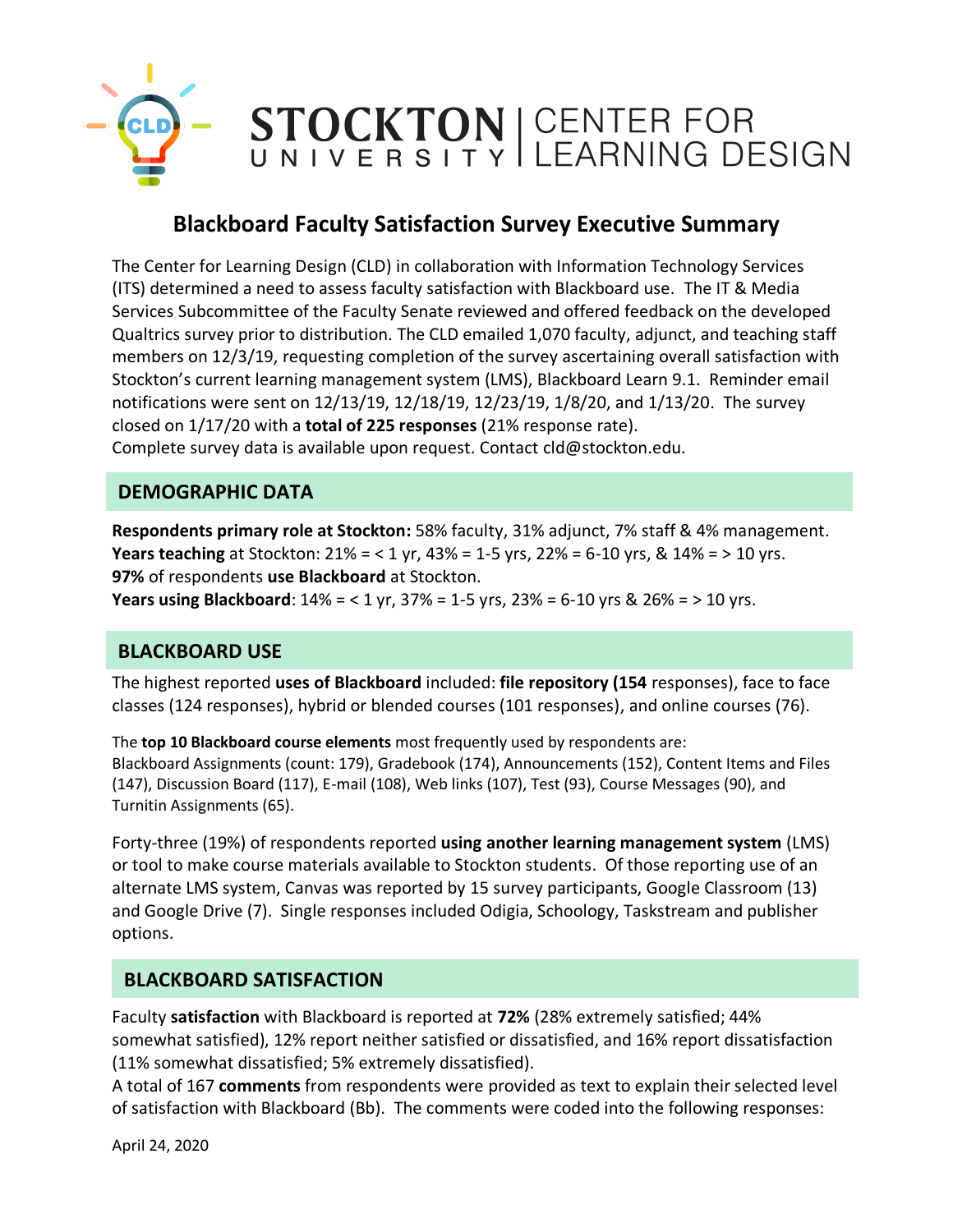STOCKTON UNIVERSITY | CENTER FOR LEARNING DESIGN

# Blackboard Faculty Satisfaction Survey Executive Summary

The Center for Learning Design (CLD) in collaboration with Information Technology Services (ITS) determined a need to assess faculty satisfaction with Blackboard use. The IT & Media Services Subcommittee of the Faculty Senate reviewed and offered feedback on the developed Qualtrics survey prior to distribution. The CLD emailed 1,070 faculty, adjunct, and teaching staff members on 12/3/19, requesting completion of the survey ascertaining overall satisfaction with Stockton's current learning management system (LMS), Blackboard Learn 9.1. Reminder email notifications were sent on 12/13/19, 12/18/19, 12/23/19, 1/8/20, and 1/13/20. The survey closed on 1/17/20 with a **total of 225 responses** (21% response rate).
Complete survey data is available upon request. Contact cld@stockton.edu.

## DEMOGRAPHIC DATA

**Respondents primary role at Stockton:** 58% faculty, 31% adjunct, 7% staff & 4% management.
**Years teaching** at Stockton: 21% = < 1 yr, 43% = 1-5 yrs, 22% = 6-10 yrs, & 14% = > 10 yrs.
**97%** of respondents **use Blackboard** at Stockton.
**Years using Blackboard**: 14% = < 1 yr, 37% = 1-5 yrs, 23% = 6-10 yrs & 26% = > 10 yrs.

## BLACKBOARD USE

The highest reported **uses of Blackboard** included: **file repository (154** responses), face to face classes (124 responses), hybrid or blended courses (101 responses), and online courses (76).

The **top 10 Blackboard course elements** most frequently used by respondents are:
Blackboard Assignments (count: 179), Gradebook (174), Announcements (152), Content Items and Files (147), Discussion Board (117), E-mail (108), Web links (107), Test (93), Course Messages (90), and Turnitin Assignments (65).

Forty-three (19%) of respondents reported **using another learning management system** (LMS) or tool to make course materials available to Stockton students. Of those reporting use of an alternate LMS system, Canvas was reported by 15 survey participants, Google Classroom (13) and Google Drive (7). Single responses included Odigia, Schoology, Taskstream and publisher options.

## BLACKBOARD SATISFACTION

Faculty **satisfaction** with Blackboard is reported at **72%** (28% extremely satisfied; 44% somewhat satisfied), 12% report neither satisfied or dissatisfied, and 16% report dissatisfaction (11% somewhat dissatisfied; 5% extremely dissatisfied).
A total of 167 **comments** from respondents were provided as text to explain their selected level of satisfaction with Blackboard (Bb). The comments were coded into the following responses:

April 24, 2020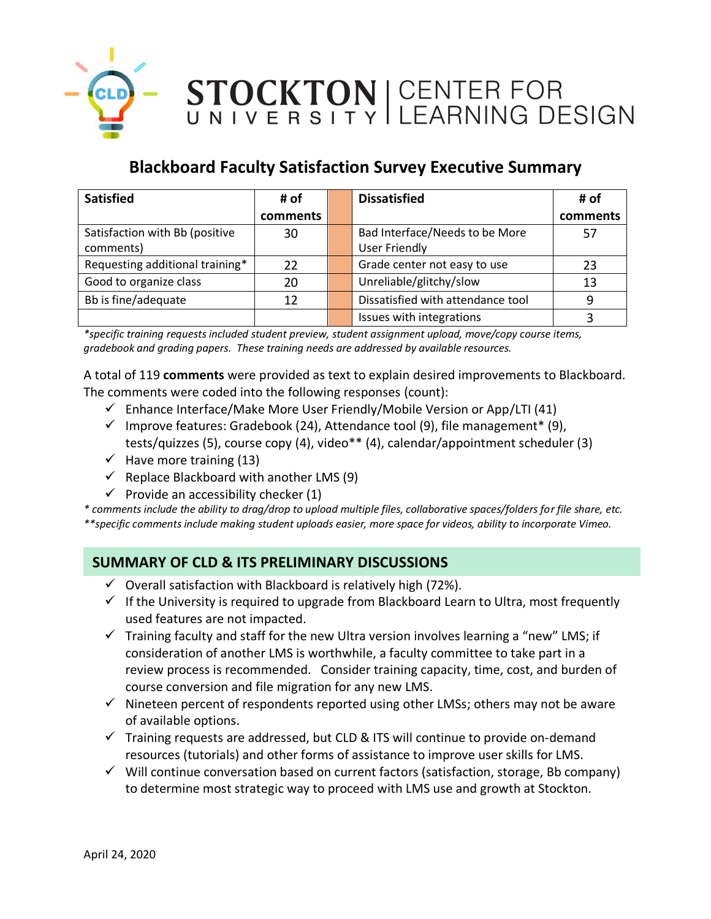STOCKTON UNIVERSITY | CENTER FOR LEARNING DESIGN

# Blackboard Faculty Satisfaction Survey Executive Summary

| Satisfied | # of comments | | Dissatisfied | # of comments |
|---|---|---|---|---|
| Satisfaction with Bb (positive comments) | 30 | | Bad Interface/Needs to be More User Friendly | 57 |
| Requesting additional training* | 22 | | Grade center not easy to use | 23 |
| Good to organize class | 20 | | Unreliable/glitchy/slow | 13 |
| Bb is fine/adequate | 12 | | Dissatisfied with attendance tool | 9 |
| | | | Issues with integrations | 3 |

*\*specific training requests included student preview, student assignment upload, move/copy course items, gradebook and grading papers. These training needs are addressed by available resources.*

A total of 119 **comments** were provided as text to explain desired improvements to Blackboard. The comments were coded into the following responses (count):

- ✓ Enhance Interface/Make More User Friendly/Mobile Version or App/LTI (41)
- ✓ Improve features: Gradebook (24), Attendance tool (9), file management* (9), tests/quizzes (5), course copy (4), video** (4), calendar/appointment scheduler (3)
- ✓ Have more training (13)
- ✓ Replace Blackboard with another LMS (9)
- ✓ Provide an accessibility checker (1)

*\* comments include the ability to drag/drop to upload multiple files, collaborative spaces/folders for file share, etc.*
*\*\*specific comments include making student uploads easier, more space for videos, ability to incorporate Vimeo.*

## SUMMARY OF CLD & ITS PRELIMINARY DISCUSSIONS

- ✓ Overall satisfaction with Blackboard is relatively high (72%).
- ✓ If the University is required to upgrade from Blackboard Learn to Ultra, most frequently used features are not impacted.
- ✓ Training faculty and staff for the new Ultra version involves learning a "new" LMS; if consideration of another LMS is worthwhile, a faculty committee to take part in a review process is recommended. Consider training capacity, time, cost, and burden of course conversion and file migration for any new LMS.
- ✓ Nineteen percent of respondents reported using other LMSs; others may not be aware of available options.
- ✓ Training requests are addressed, but CLD & ITS will continue to provide on-demand resources (tutorials) and other forms of assistance to improve user skills for LMS.
- ✓ Will continue conversation based on current factors (satisfaction, storage, Bb company) to determine most strategic way to proceed with LMS use and growth at Stockton.

April 24, 2020